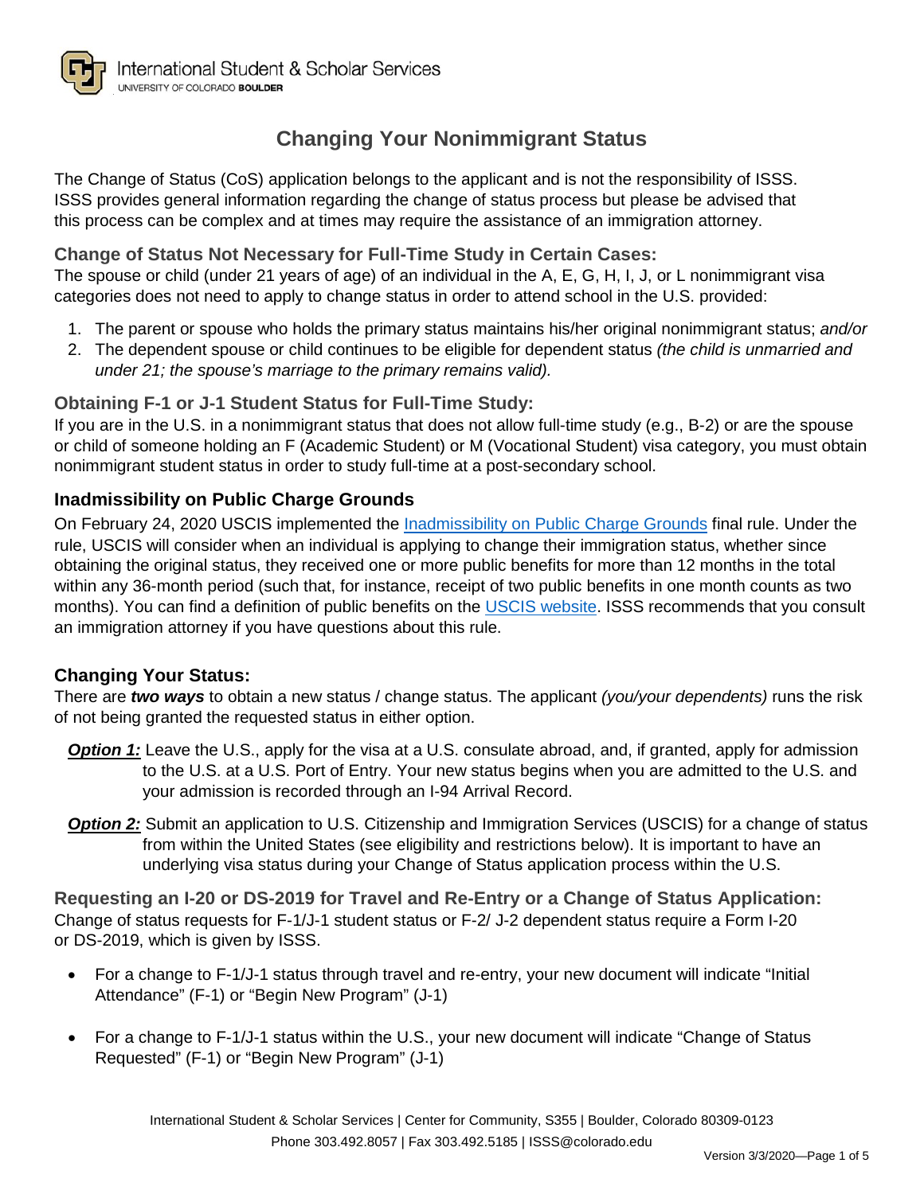# Changing Your Nonimmigrant Status

The Change of Status (CoS) application belongs to the applicant and is not the responsibility of ISSS. ISSS provides general information regarding the change of status process but please be advised that this process can be complex and at times may require the assistance of an immigration attorney.

### Change of Status Not Necessary for Full-Time Study in Certain Cases:

The spouse or child (under 21 years of age) of an individual in the A, E, G, H, I, J, or L nonimmigrant visa categories does not need to apply to change status in order to attend school in the U.S. provided:

1. The parent or spouse who holds the primary status maintains his/her original nonimmigrant status; *and/or*
2. The dependent spouse or child continues to be eligible for dependent status *(the child is unmarried and under 21; the spouse's marriage to the primary remains valid).*

### Obtaining F-1 or J-1 Student Status for Full-Time Study:

If you are in the U.S. in a nonimmigrant status that does not allow full-time study (e.g., B-2) or are the spouse or child of someone holding an F (Academic Student) or M (Vocational Student) visa category, you must obtain nonimmigrant student status in order to study full-time at a post-secondary school.

## Inadmissibility on Public Charge Grounds

On February 24, 2020 USCIS implemented the Inadmissibility on Public Charge Grounds final rule. Under the rule, USCIS will consider when an individual is applying to change their immigration status, whether since obtaining the original status, they received one or more public benefits for more than 12 months in the total within any 36-month period (such that, for instance, receipt of two public benefits in one month counts as two months). You can find a definition of public benefits on the USCIS website. ISSS recommends that you consult an immigration attorney if you have questions about this rule.

## Changing Your Status:

There are ***two ways*** to obtain a new status / change status. The applicant *(you/your dependents)* runs the risk of not being granted the requested status in either option.

***Option 1:*** Leave the U.S., apply for the visa at a U.S. consulate abroad, and, if granted, apply for admission to the U.S. at a U.S. Port of Entry. Your new status begins when you are admitted to the U.S. and your admission is recorded through an I-94 Arrival Record.

***Option 2:*** Submit an application to U.S. Citizenship and Immigration Services (USCIS) for a change of status from within the United States (see eligibility and restrictions below). It is important to have an underlying visa status during your Change of Status application process within the U.S.

### Requesting an I-20 or DS-2019 for Travel and Re-Entry or a Change of Status Application:

Change of status requests for F-1/J-1 student status or F-2/ J-2 dependent status require a Form I-20 or DS-2019, which is given by ISSS.

- For a change to F-1/J-1 status through travel and re-entry, your new document will indicate "Initial Attendance" (F-1) or "Begin New Program" (J-1)
- For a change to F-1/J-1 status within the U.S., your new document will indicate "Change of Status Requested" (F-1) or "Begin New Program" (J-1)

International Student & Scholar Services | Center for Community, S355 | Boulder, Colorado 80309-0123
Phone 303.492.8057 | Fax 303.492.5185 | ISSS@colorado.edu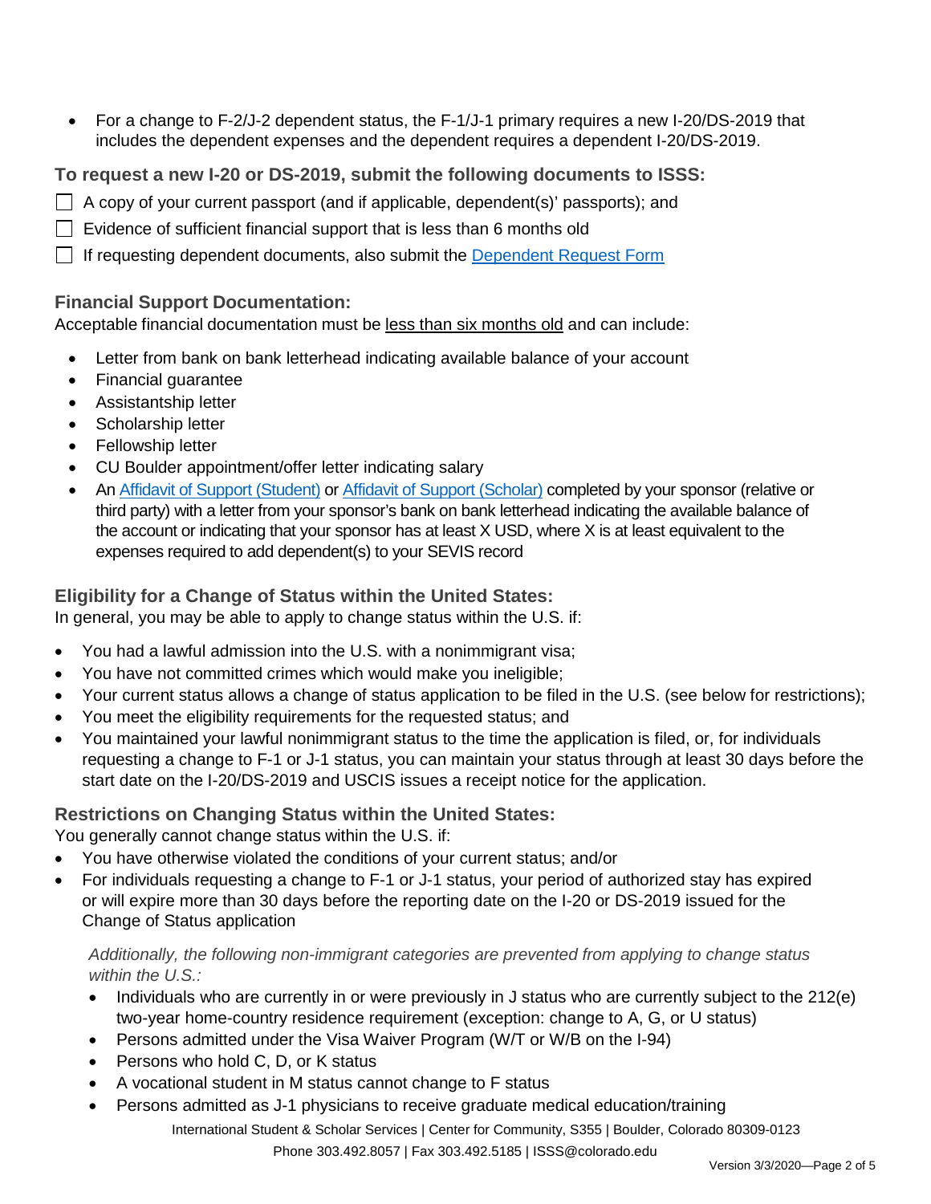- For a change to F-2/J-2 dependent status, the F-1/J-1 primary requires a new I-20/DS-2019 that includes the dependent expenses and the dependent requires a dependent I-20/DS-2019.

### To request a new I-20 or DS-2019, submit the following documents to ISSS:

- [ ] A copy of your current passport (and if applicable, dependent(s)' passports); and
- [ ] Evidence of sufficient financial support that is less than 6 months old
- [ ] If requesting dependent documents, also submit the [Dependent Request Form]()

### Financial Support Documentation:

Acceptable financial documentation must be less than six months old and can include:

- Letter from bank on bank letterhead indicating available balance of your account
- Financial guarantee
- Assistantship letter
- Scholarship letter
- Fellowship letter
- CU Boulder appointment/offer letter indicating salary
- An [Affidavit of Support (Student)]() or [Affidavit of Support (Scholar)]() completed by your sponsor (relative or third party) with a letter from your sponsor's bank on bank letterhead indicating the available balance of the account or indicating that your sponsor has at least X USD, where X is at least equivalent to the expenses required to add dependent(s) to your SEVIS record

### Eligibility for a Change of Status within the United States:

In general, you may be able to apply to change status within the U.S. if:

- You had a lawful admission into the U.S. with a nonimmigrant visa;
- You have not committed crimes which would make you ineligible;
- Your current status allows a change of status application to be filed in the U.S. (see below for restrictions);
- You meet the eligibility requirements for the requested status; and
- You maintained your lawful nonimmigrant status to the time the application is filed, or, for individuals requesting a change to F-1 or J-1 status, you can maintain your status through at least 30 days before the start date on the I-20/DS-2019 and USCIS issues a receipt notice for the application.

### Restrictions on Changing Status within the United States:

You generally cannot change status within the U.S. if:

- You have otherwise violated the conditions of your current status; and/or
- For individuals requesting a change to F-1 or J-1 status, your period of authorized stay has expired or will expire more than 30 days before the reporting date on the I-20 or DS-2019 issued for the Change of Status application

*Additionally, the following non-immigrant categories are prevented from applying to change status within the U.S.:*

- Individuals who are currently in or were previously in J status who are currently subject to the 212(e) two-year home-country residence requirement (exception: change to A, G, or U status)
- Persons admitted under the Visa Waiver Program (W/T or W/B on the I-94)
- Persons who hold C, D, or K status
- A vocational student in M status cannot change to F status
- Persons admitted as J-1 physicians to receive graduate medical education/training

International Student & Scholar Services | Center for Community, S355 | Boulder, Colorado 80309-0123
Phone 303.492.8057 | Fax 303.492.5185 | ISSS@colorado.edu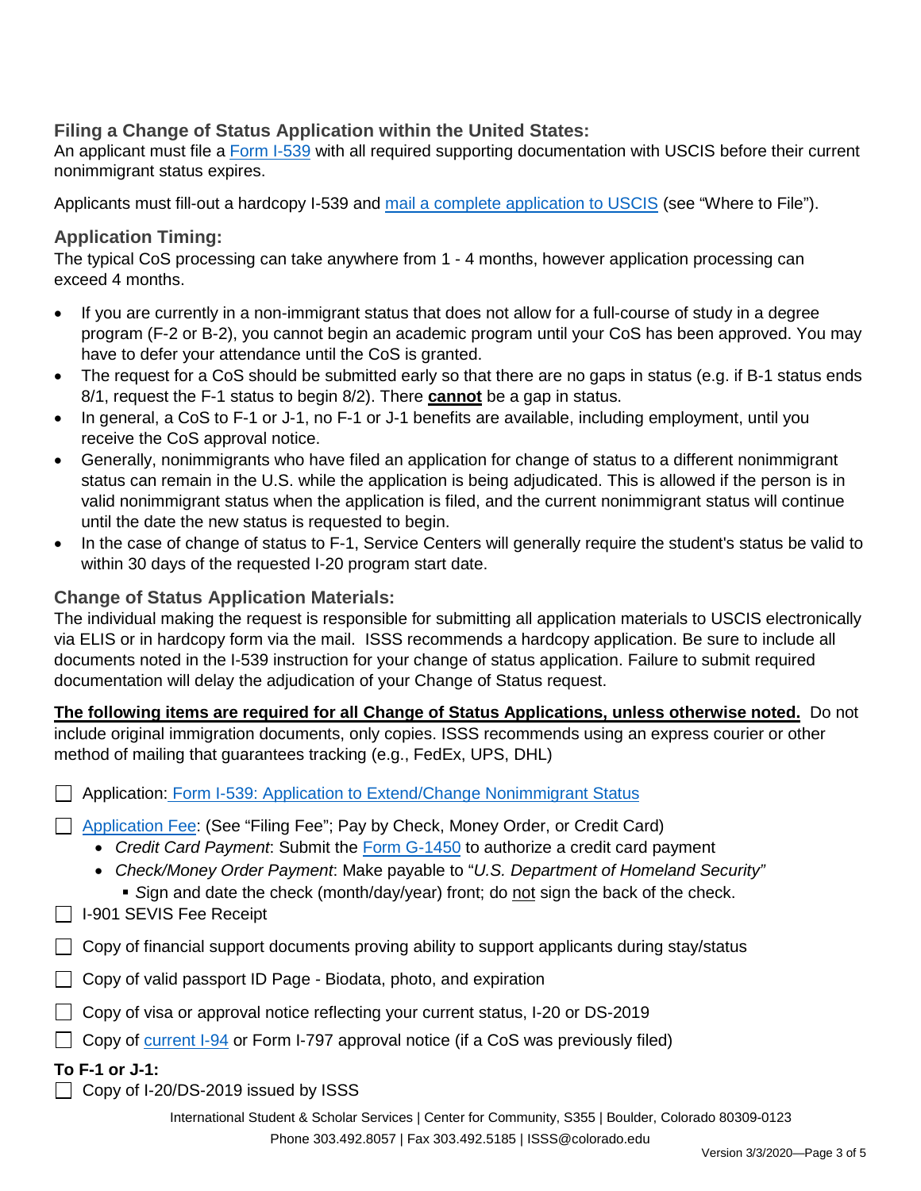### Filing a Change of Status Application within the United States:

An applicant must file a [Form I-539](#) with all required supporting documentation with USCIS before their current nonimmigrant status expires.

Applicants must fill-out a hardcopy I-539 and [mail a complete application to USCIS](#) (see "Where to File").

### Application Timing:

The typical CoS processing can take anywhere from 1 - 4 months, however application processing can exceed 4 months.

- If you are currently in a non-immigrant status that does not allow for a full-course of study in a degree program (F-2 or B-2), you cannot begin an academic program until your CoS has been approved. You may have to defer your attendance until the CoS is granted.
- The request for a CoS should be submitted early so that there are no gaps in status (e.g. if B-1 status ends 8/1, request the F-1 status to begin 8/2). There **<u>cannot</u>** be a gap in status.
- In general, a CoS to F-1 or J-1, no F-1 or J-1 benefits are available, including employment, until you receive the CoS approval notice.
- Generally, nonimmigrants who have filed an application for change of status to a different nonimmigrant status can remain in the U.S. while the application is being adjudicated. This is allowed if the person is in valid nonimmigrant status when the application is filed, and the current nonimmigrant status will continue until the date the new status is requested to begin.
- In the case of change of status to F-1, Service Centers will generally require the student's status be valid to within 30 days of the requested I-20 program start date.

### Change of Status Application Materials:

The individual making the request is responsible for submitting all application materials to USCIS electronically via ELIS or in hardcopy form via the mail. ISSS recommends a hardcopy application. Be sure to include all documents noted in the I-539 instruction for your change of status application. Failure to submit required documentation will delay the adjudication of your Change of Status request.

**<u>The following items are required for all Change of Status Applications, unless otherwise noted.</u>** Do not include original immigration documents, only copies. ISSS recommends using an express courier or other method of mailing that guarantees tracking (e.g., FedEx, UPS, DHL)

- ☐ Application: [Form I-539: Application to Extend/Change Nonimmigrant Status](#)
- ☐ [Application Fee](#): (See "Filing Fee"; Pay by Check, Money Order, or Credit Card)
  - *Credit Card Payment*: Submit the [Form G-1450](#) to authorize a credit card payment
  - *Check/Money Order Payment*: Make payable to "*U.S. Department of Homeland Security*"
    - Sign and date the check (month/day/year) front; do <u>not</u> sign the back of the check.
- ☐ I-901 SEVIS Fee Receipt
- ☐ Copy of financial support documents proving ability to support applicants during stay/status
- ☐ Copy of valid passport ID Page - Biodata, photo, and expiration
- ☐ Copy of visa or approval notice reflecting your current status, I-20 or DS-2019
- ☐ Copy of [current I-94](#) or Form I-797 approval notice (if a CoS was previously filed)

**To F-1 or J-1:**

- ☐ Copy of I-20/DS-2019 issued by ISSS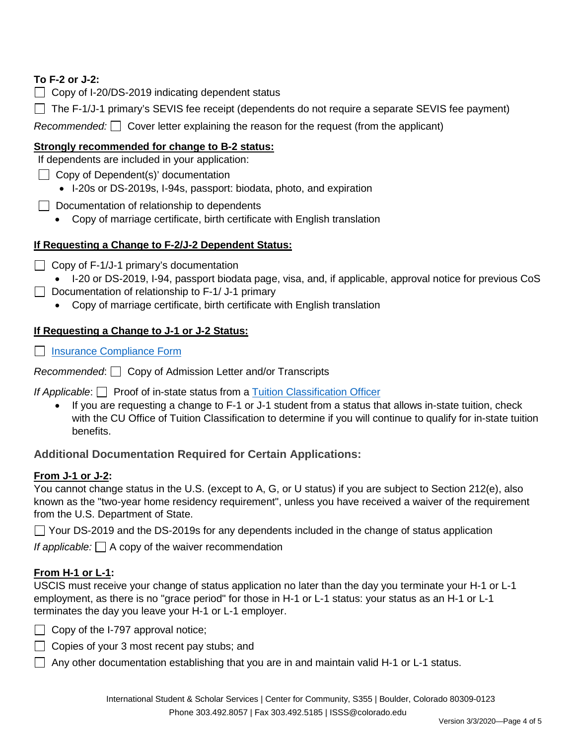**To F-2 or J-2:**

- [ ] Copy of I-20/DS-2019 indicating dependent status
- [ ] The F-1/J-1 primary's SEVIS fee receipt (dependents do not require a separate SEVIS fee payment)

*Recommended:* [ ] Cover letter explaining the reason for the request (from the applicant)

**Strongly recommended for change to B-2 status:**

If dependents are included in your application:

- [ ] Copy of Dependent(s)' documentation
  - I-20s or DS-2019s, I-94s, passport: biodata, photo, and expiration
- [ ] Documentation of relationship to dependents
  - Copy of marriage certificate, birth certificate with English translation

**If Requesting a Change to F-2/J-2 Dependent Status:**

- [ ] Copy of F-1/J-1 primary's documentation
  - I-20 or DS-2019, I-94, passport biodata page, visa, and, if applicable, approval notice for previous CoS
- [ ] Documentation of relationship to F-1/ J-1 primary
  - Copy of marriage certificate, birth certificate with English translation

**If Requesting a Change to J-1 or J-2 Status:**

- [ ] Insurance Compliance Form

*Recommended*: [ ] Copy of Admission Letter and/or Transcripts

*If Applicable*: [ ] Proof of in-state status from a Tuition Classification Officer

- If you are requesting a change to F-1 or J-1 student from a status that allows in-state tuition, check with the CU Office of Tuition Classification to determine if you will continue to qualify for in-state tuition benefits.

## Additional Documentation Required for Certain Applications:

**From J-1 or J-2:**

You cannot change status in the U.S. (except to A, G, or U status) if you are subject to Section 212(e), also known as the "two-year home residency requirement", unless you have received a waiver of the requirement from the U.S. Department of State.

- [ ] Your DS-2019 and the DS-2019s for any dependents included in the change of status application

*If applicable:* [ ] A copy of the waiver recommendation

**From H-1 or L-1:**

USCIS must receive your change of status application no later than the day you terminate your H-1 or L-1 employment, as there is no "grace period" for those in H-1 or L-1 status: your status as an H-1 or L-1 terminates the day you leave your H-1 or L-1 employer.

- [ ] Copy of the I-797 approval notice;
- [ ] Copies of your 3 most recent pay stubs; and
- [ ] Any other documentation establishing that you are in and maintain valid H-1 or L-1 status.

International Student & Scholar Services | Center for Community, S355 | Boulder, Colorado 80309-0123
Phone 303.492.8057 | Fax 303.492.5185 | ISSS@colorado.edu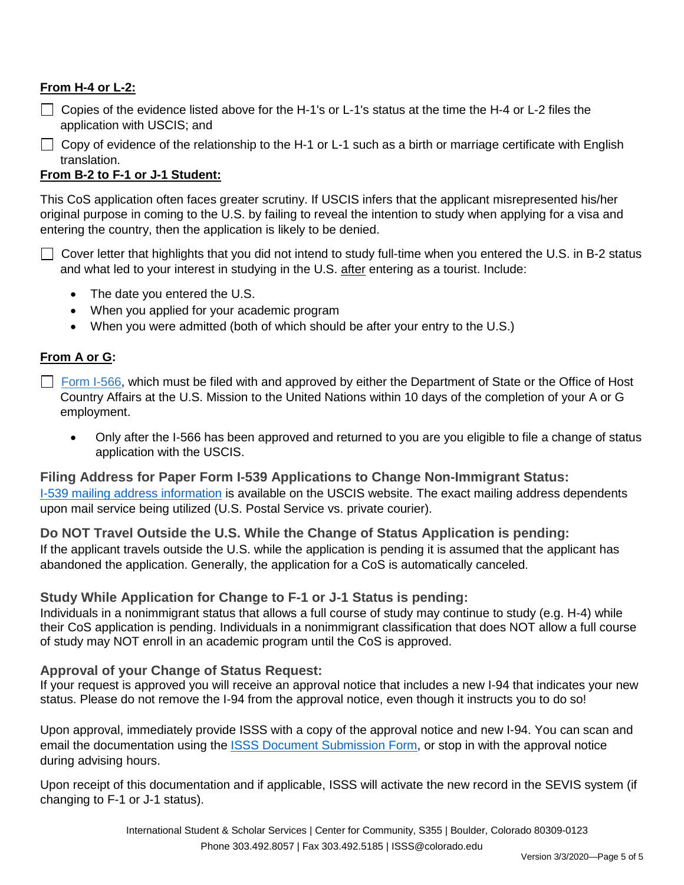**From H-4 or L-2:**

- ☐ Copies of the evidence listed above for the H-1's or L-1's status at the time the H-4 or L-2 files the application with USCIS; and
- ☐ Copy of evidence of the relationship to the H-1 or L-1 such as a birth or marriage certificate with English translation.

**From B-2 to F-1 or J-1 Student:**

This CoS application often faces greater scrutiny. If USCIS infers that the applicant misrepresented his/her original purpose in coming to the U.S. by failing to reveal the intention to study when applying for a visa and entering the country, then the application is likely to be denied.

- ☐ Cover letter that highlights that you did not intend to study full-time when you entered the U.S. in B-2 status and what led to your interest in studying in the U.S. after entering as a tourist. Include:
  - The date you entered the U.S.
  - When you applied for your academic program
  - When you were admitted (both of which should be after your entry to the U.S.)

**From A or G:**

- ☐ Form I-566, which must be filed with and approved by either the Department of State or the Office of Host Country Affairs at the U.S. Mission to the United Nations within 10 days of the completion of your A or G employment.
  - Only after the I-566 has been approved and returned to you are you eligible to file a change of status application with the USCIS.

### Filing Address for Paper Form I-539 Applications to Change Non-Immigrant Status:

I-539 mailing address information is available on the USCIS website. The exact mailing address dependents upon mail service being utilized (U.S. Postal Service vs. private courier).

### Do NOT Travel Outside the U.S. While the Change of Status Application is pending:

If the applicant travels outside the U.S. while the application is pending it is assumed that the applicant has abandoned the application. Generally, the application for a CoS is automatically canceled.

### Study While Application for Change to F-1 or J-1 Status is pending:

Individuals in a nonimmigrant status that allows a full course of study may continue to study (e.g. H-4) while their CoS application is pending. Individuals in a nonimmigrant classification that does NOT allow a full course of study may NOT enroll in an academic program until the CoS is approved.

### Approval of your Change of Status Request:

If your request is approved you will receive an approval notice that includes a new I-94 that indicates your new status. Please do not remove the I-94 from the approval notice, even though it instructs you to do so!

Upon approval, immediately provide ISSS with a copy of the approval notice and new I-94. You can scan and email the documentation using the ISSS Document Submission Form, or stop in with the approval notice during advising hours.

Upon receipt of this documentation and if applicable, ISSS will activate the new record in the SEVIS system (if changing to F-1 or J-1 status).

International Student & Scholar Services | Center for Community, S355 | Boulder, Colorado 80309-0123
Phone 303.492.8057 | Fax 303.492.5185 | ISSS@colorado.edu